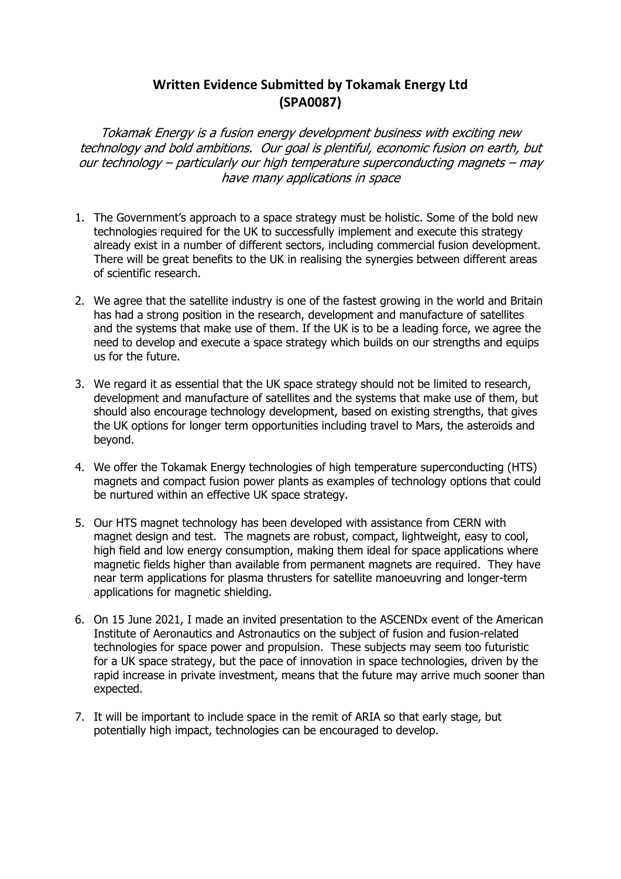# Written Evidence Submitted by Tokamak Energy Ltd (SPA0087)

*Tokamak Energy is a fusion energy development business with exciting new technology and bold ambitions. Our goal is plentiful, economic fusion on earth, but our technology – particularly our high temperature superconducting magnets – may have many applications in space*

1. The Government's approach to a space strategy must be holistic. Some of the bold new technologies required for the UK to successfully implement and execute this strategy already exist in a number of different sectors, including commercial fusion development. There will be great benefits to the UK in realising the synergies between different areas of scientific research.

2. We agree that the satellite industry is one of the fastest growing in the world and Britain has had a strong position in the research, development and manufacture of satellites and the systems that make use of them. If the UK is to be a leading force, we agree the need to develop and execute a space strategy which builds on our strengths and equips us for the future.

3. We regard it as essential that the UK space strategy should not be limited to research, development and manufacture of satellites and the systems that make use of them, but should also encourage technology development, based on existing strengths, that gives the UK options for longer term opportunities including travel to Mars, the asteroids and beyond.

4. We offer the Tokamak Energy technologies of high temperature superconducting (HTS) magnets and compact fusion power plants as examples of technology options that could be nurtured within an effective UK space strategy.

5. Our HTS magnet technology has been developed with assistance from CERN with magnet design and test. The magnets are robust, compact, lightweight, easy to cool, high field and low energy consumption, making them ideal for space applications where magnetic fields higher than available from permanent magnets are required. They have near term applications for plasma thrusters for satellite manoeuvring and longer-term applications for magnetic shielding.

6. On 15 June 2021, I made an invited presentation to the ASCENDx event of the American Institute of Aeronautics and Astronautics on the subject of fusion and fusion-related technologies for space power and propulsion. These subjects may seem too futuristic for a UK space strategy, but the pace of innovation in space technologies, driven by the rapid increase in private investment, means that the future may arrive much sooner than expected.

7. It will be important to include space in the remit of ARIA so that early stage, but potentially high impact, technologies can be encouraged to develop.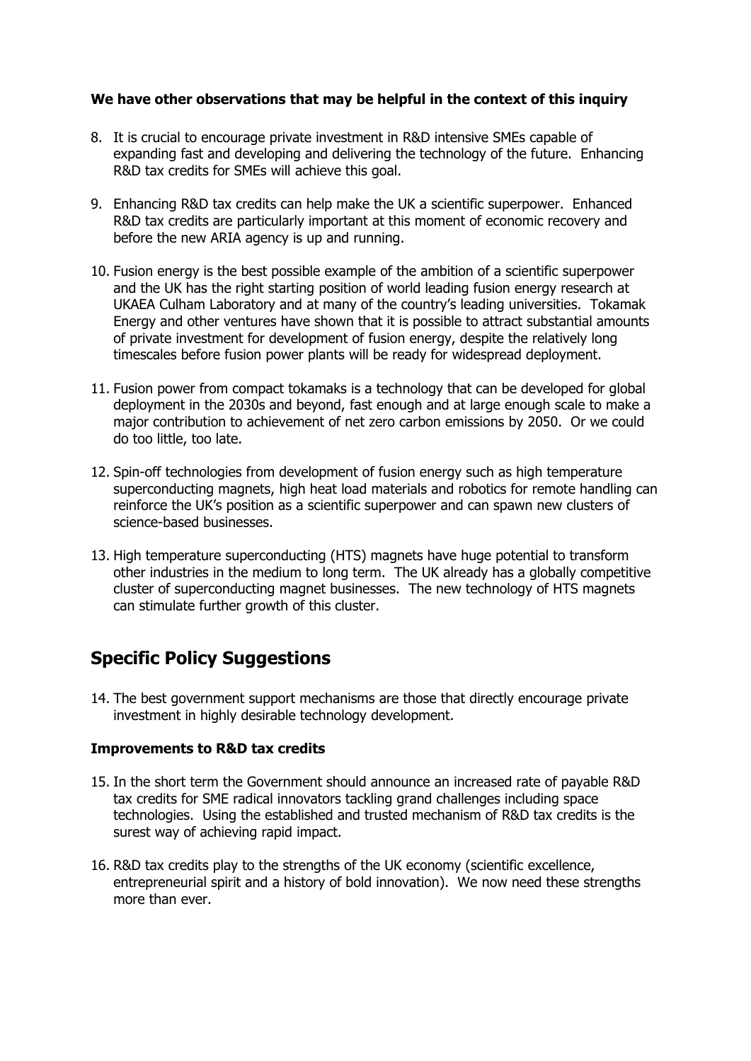**We have other observations that may be helpful in the context of this inquiry**

8. It is crucial to encourage private investment in R&D intensive SMEs capable of expanding fast and developing and delivering the technology of the future. Enhancing R&D tax credits for SMEs will achieve this goal.

9. Enhancing R&D tax credits can help make the UK a scientific superpower. Enhanced R&D tax credits are particularly important at this moment of economic recovery and before the new ARIA agency is up and running.

10. Fusion energy is the best possible example of the ambition of a scientific superpower and the UK has the right starting position of world leading fusion energy research at UKAEA Culham Laboratory and at many of the country's leading universities. Tokamak Energy and other ventures have shown that it is possible to attract substantial amounts of private investment for development of fusion energy, despite the relatively long timescales before fusion power plants will be ready for widespread deployment.

11. Fusion power from compact tokamaks is a technology that can be developed for global deployment in the 2030s and beyond, fast enough and at large enough scale to make a major contribution to achievement of net zero carbon emissions by 2050. Or we could do too little, too late.

12. Spin-off technologies from development of fusion energy such as high temperature superconducting magnets, high heat load materials and robotics for remote handling can reinforce the UK's position as a scientific superpower and can spawn new clusters of science-based businesses.

13. High temperature superconducting (HTS) magnets have huge potential to transform other industries in the medium to long term. The UK already has a globally competitive cluster of superconducting magnet businesses. The new technology of HTS magnets can stimulate further growth of this cluster.

## Specific Policy Suggestions

14. The best government support mechanisms are those that directly encourage private investment in highly desirable technology development.

**Improvements to R&D tax credits**

15. In the short term the Government should announce an increased rate of payable R&D tax credits for SME radical innovators tackling grand challenges including space technologies. Using the established and trusted mechanism of R&D tax credits is the surest way of achieving rapid impact.

16. R&D tax credits play to the strengths of the UK economy (scientific excellence, entrepreneurial spirit and a history of bold innovation). We now need these strengths more than ever.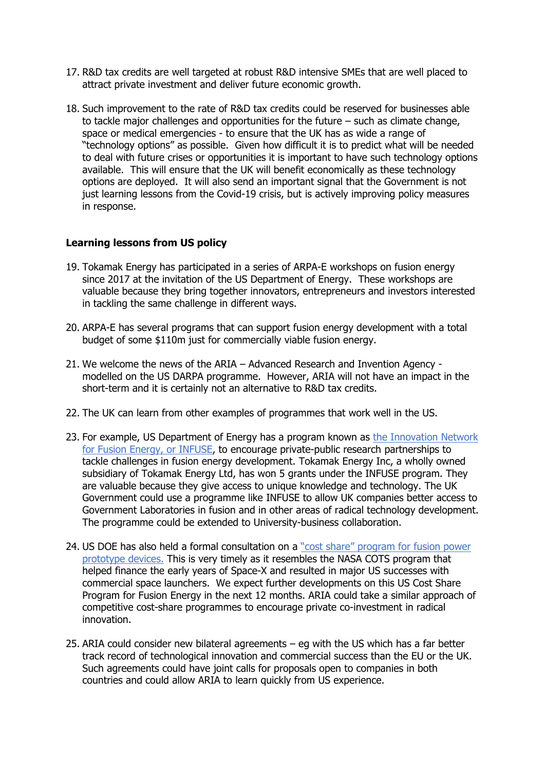17. R&D tax credits are well targeted at robust R&D intensive SMEs that are well placed to attract private investment and deliver future economic growth.

18. Such improvement to the rate of R&D tax credits could be reserved for businesses able to tackle major challenges and opportunities for the future – such as climate change, space or medical emergencies - to ensure that the UK has as wide a range of "technology options" as possible. Given how difficult it is to predict what will be needed to deal with future crises or opportunities it is important to have such technology options available. This will ensure that the UK will benefit economically as these technology options are deployed. It will also send an important signal that the Government is not just learning lessons from the Covid-19 crisis, but is actively improving policy measures in response.

**Learning lessons from US policy**

19. Tokamak Energy has participated in a series of ARPA-E workshops on fusion energy since 2017 at the invitation of the US Department of Energy. These workshops are valuable because they bring together innovators, entrepreneurs and investors interested in tackling the same challenge in different ways.

20. ARPA-E has several programs that can support fusion energy development with a total budget of some $110m just for commercially viable fusion energy.

21. We welcome the news of the ARIA – Advanced Research and Invention Agency - modelled on the US DARPA programme. However, ARIA will not have an impact in the short-term and it is certainly not an alternative to R&D tax credits.

22. The UK can learn from other examples of programmes that work well in the US.

23. For example, US Department of Energy has a program known as the Innovation Network for Fusion Energy, or INFUSE, to encourage private-public research partnerships to tackle challenges in fusion energy development. Tokamak Energy Inc, a wholly owned subsidiary of Tokamak Energy Ltd, has won 5 grants under the INFUSE program. They are valuable because they give access to unique knowledge and technology. The UK Government could use a programme like INFUSE to allow UK companies better access to Government Laboratories in fusion and in other areas of radical technology development. The programme could be extended to University-business collaboration.

24. US DOE has also held a formal consultation on a "cost share" program for fusion power prototype devices. This is very timely as it resembles the NASA COTS program that helped finance the early years of Space-X and resulted in major US successes with commercial space launchers. We expect further developments on this US Cost Share Program for Fusion Energy in the next 12 months. ARIA could take a similar approach of competitive cost-share programmes to encourage private co-investment in radical innovation.

25. ARIA could consider new bilateral agreements – eg with the US which has a far better track record of technological innovation and commercial success than the EU or the UK. Such agreements could have joint calls for proposals open to companies in both countries and could allow ARIA to learn quickly from US experience.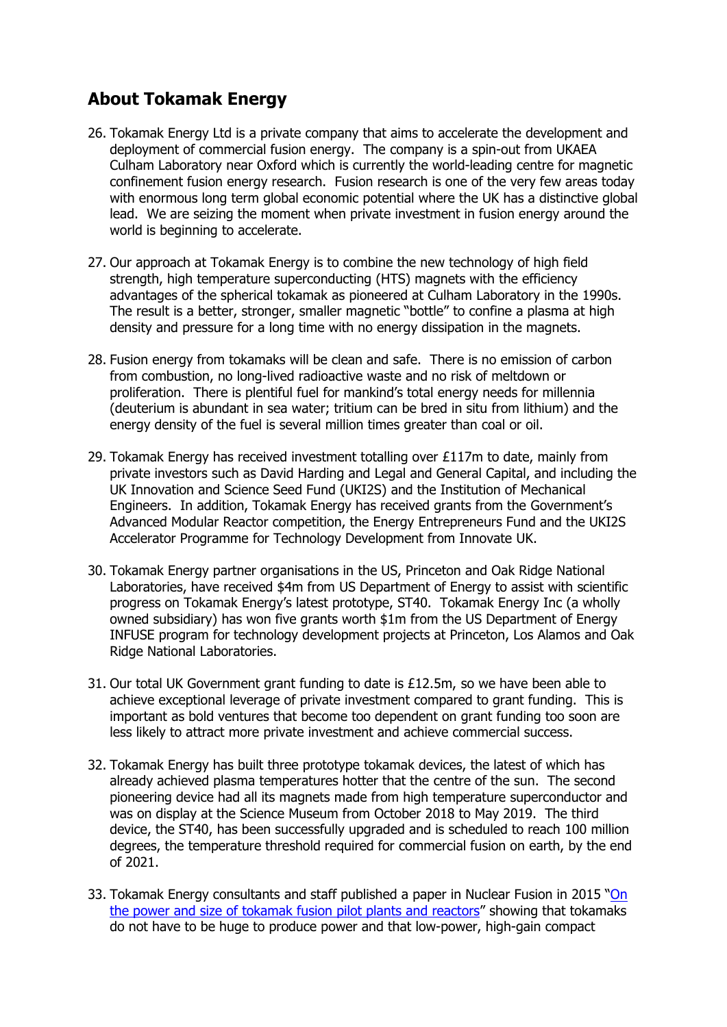## About Tokamak Energy

26. Tokamak Energy Ltd is a private company that aims to accelerate the development and deployment of commercial fusion energy. The company is a spin-out from UKAEA Culham Laboratory near Oxford which is currently the world-leading centre for magnetic confinement fusion energy research. Fusion research is one of the very few areas today with enormous long term global economic potential where the UK has a distinctive global lead. We are seizing the moment when private investment in fusion energy around the world is beginning to accelerate.

27. Our approach at Tokamak Energy is to combine the new technology of high field strength, high temperature superconducting (HTS) magnets with the efficiency advantages of the spherical tokamak as pioneered at Culham Laboratory in the 1990s. The result is a better, stronger, smaller magnetic "bottle" to confine a plasma at high density and pressure for a long time with no energy dissipation in the magnets.

28. Fusion energy from tokamaks will be clean and safe. There is no emission of carbon from combustion, no long-lived radioactive waste and no risk of meltdown or proliferation. There is plentiful fuel for mankind's total energy needs for millennia (deuterium is abundant in sea water; tritium can be bred in situ from lithium) and the energy density of the fuel is several million times greater than coal or oil.

29. Tokamak Energy has received investment totalling over £117m to date, mainly from private investors such as David Harding and Legal and General Capital, and including the UK Innovation and Science Seed Fund (UKI2S) and the Institution of Mechanical Engineers. In addition, Tokamak Energy has received grants from the Government's Advanced Modular Reactor competition, the Energy Entrepreneurs Fund and the UKI2S Accelerator Programme for Technology Development from Innovate UK.

30. Tokamak Energy partner organisations in the US, Princeton and Oak Ridge National Laboratories, have received $4m from US Department of Energy to assist with scientific progress on Tokamak Energy's latest prototype, ST40. Tokamak Energy Inc (a wholly owned subsidiary) has won five grants worth $1m from the US Department of Energy INFUSE program for technology development projects at Princeton, Los Alamos and Oak Ridge National Laboratories.

31. Our total UK Government grant funding to date is £12.5m, so we have been able to achieve exceptional leverage of private investment compared to grant funding. This is important as bold ventures that become too dependent on grant funding too soon are less likely to attract more private investment and achieve commercial success.

32. Tokamak Energy has built three prototype tokamak devices, the latest of which has already achieved plasma temperatures hotter that the centre of the sun. The second pioneering device had all its magnets made from high temperature superconductor and was on display at the Science Museum from October 2018 to May 2019. The third device, the ST40, has been successfully upgraded and is scheduled to reach 100 million degrees, the temperature threshold required for commercial fusion on earth, by the end of 2021.

33. Tokamak Energy consultants and staff published a paper in Nuclear Fusion in 2015 "On the power and size of tokamak fusion pilot plants and reactors" showing that tokamaks do not have to be huge to produce power and that low-power, high-gain compact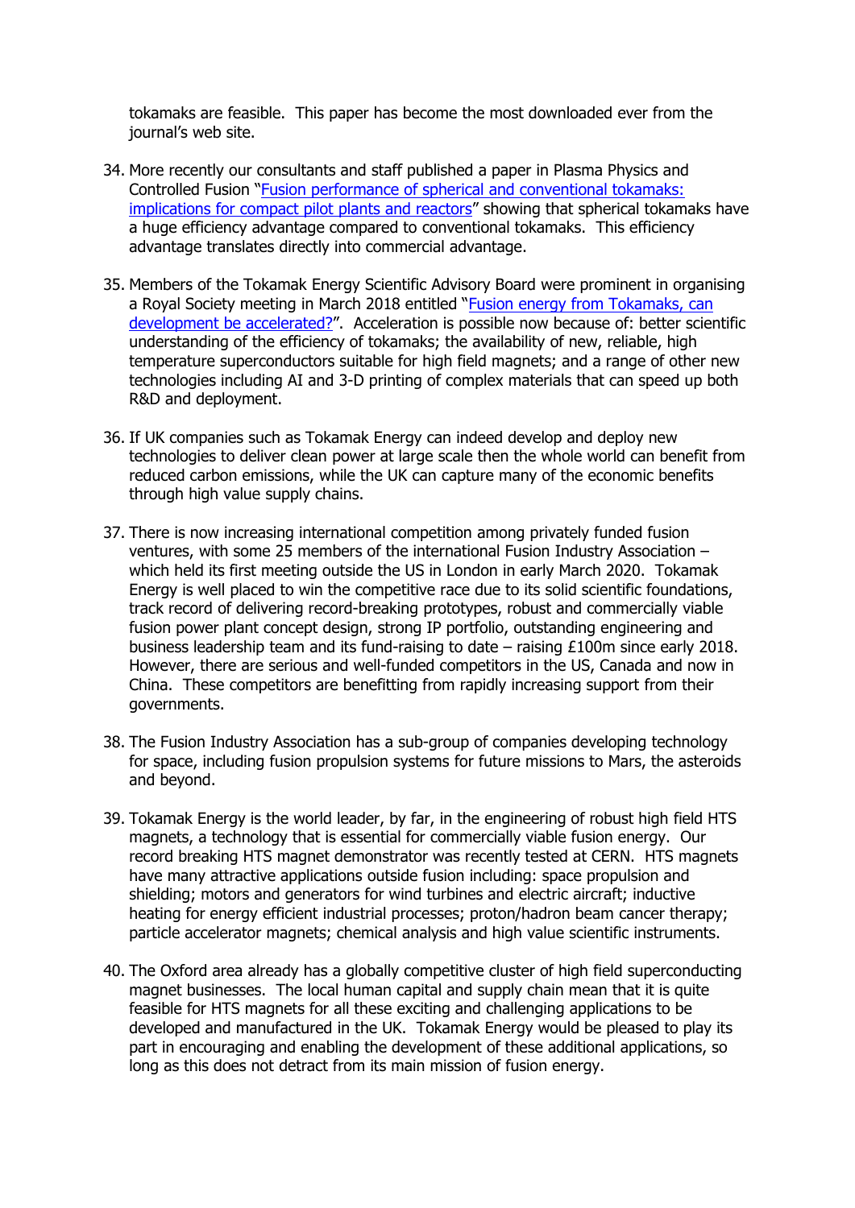tokamaks are feasible. This paper has become the most downloaded ever from the journal's web site.

34. More recently our consultants and staff published a paper in Plasma Physics and Controlled Fusion "Fusion performance of spherical and conventional tokamaks: implications for compact pilot plants and reactors" showing that spherical tokamaks have a huge efficiency advantage compared to conventional tokamaks. This efficiency advantage translates directly into commercial advantage.

35. Members of the Tokamak Energy Scientific Advisory Board were prominent in organising a Royal Society meeting in March 2018 entitled "Fusion energy from Tokamaks, can development be accelerated?". Acceleration is possible now because of: better scientific understanding of the efficiency of tokamaks; the availability of new, reliable, high temperature superconductors suitable for high field magnets; and a range of other new technologies including AI and 3-D printing of complex materials that can speed up both R&D and deployment.

36. If UK companies such as Tokamak Energy can indeed develop and deploy new technologies to deliver clean power at large scale then the whole world can benefit from reduced carbon emissions, while the UK can capture many of the economic benefits through high value supply chains.

37. There is now increasing international competition among privately funded fusion ventures, with some 25 members of the international Fusion Industry Association – which held its first meeting outside the US in London in early March 2020. Tokamak Energy is well placed to win the competitive race due to its solid scientific foundations, track record of delivering record-breaking prototypes, robust and commercially viable fusion power plant concept design, strong IP portfolio, outstanding engineering and business leadership team and its fund-raising to date – raising £100m since early 2018. However, there are serious and well-funded competitors in the US, Canada and now in China. These competitors are benefitting from rapidly increasing support from their governments.

38. The Fusion Industry Association has a sub-group of companies developing technology for space, including fusion propulsion systems for future missions to Mars, the asteroids and beyond.

39. Tokamak Energy is the world leader, by far, in the engineering of robust high field HTS magnets, a technology that is essential for commercially viable fusion energy. Our record breaking HTS magnet demonstrator was recently tested at CERN. HTS magnets have many attractive applications outside fusion including: space propulsion and shielding; motors and generators for wind turbines and electric aircraft; inductive heating for energy efficient industrial processes; proton/hadron beam cancer therapy; particle accelerator magnets; chemical analysis and high value scientific instruments.

40. The Oxford area already has a globally competitive cluster of high field superconducting magnet businesses. The local human capital and supply chain mean that it is quite feasible for HTS magnets for all these exciting and challenging applications to be developed and manufactured in the UK. Tokamak Energy would be pleased to play its part in encouraging and enabling the development of these additional applications, so long as this does not detract from its main mission of fusion energy.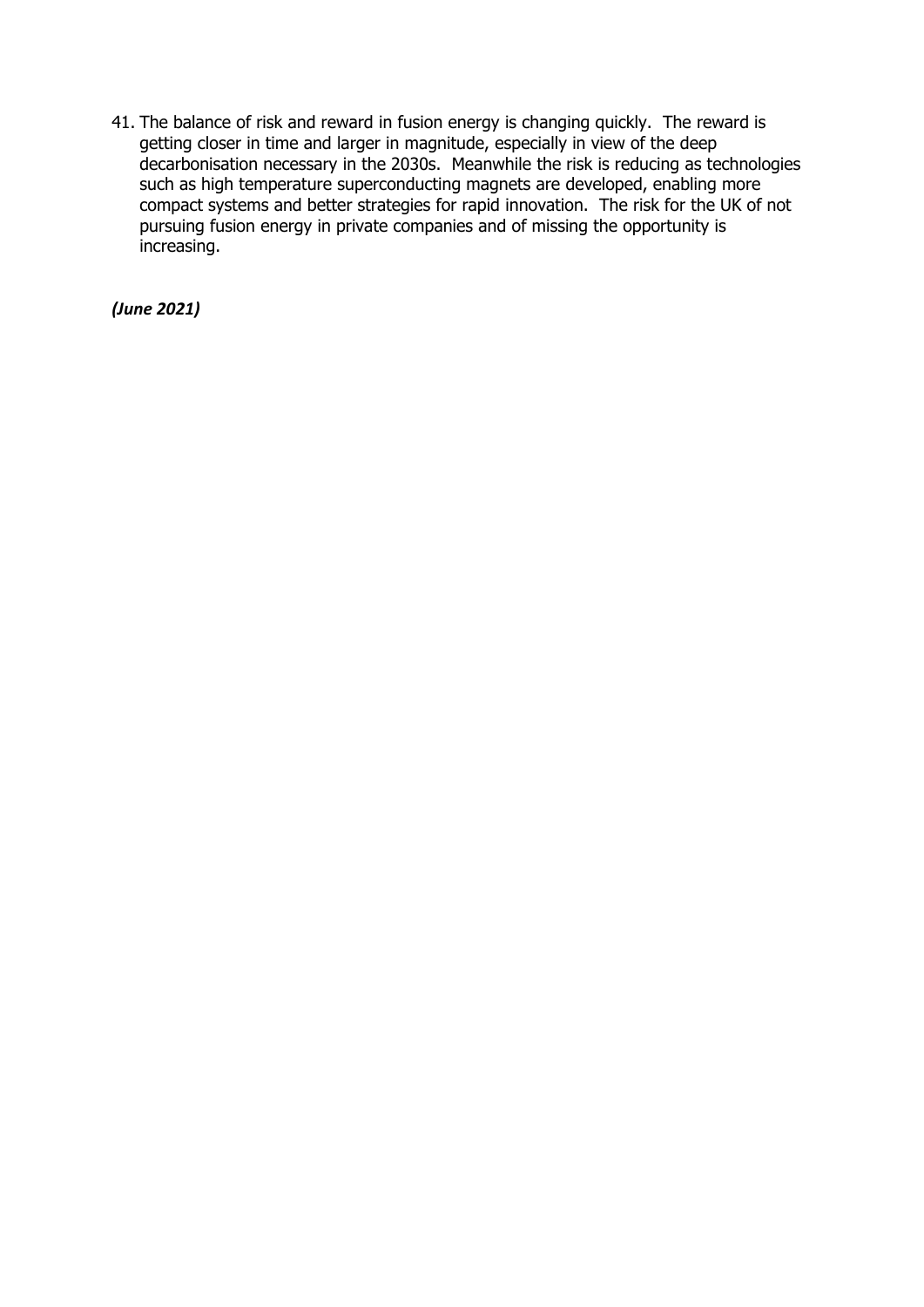41. The balance of risk and reward in fusion energy is changing quickly. The reward is getting closer in time and larger in magnitude, especially in view of the deep decarbonisation necessary in the 2030s. Meanwhile the risk is reducing as technologies such as high temperature superconducting magnets are developed, enabling more compact systems and better strategies for rapid innovation. The risk for the UK of not pursuing fusion energy in private companies and of missing the opportunity is increasing.

***(June 2021)***